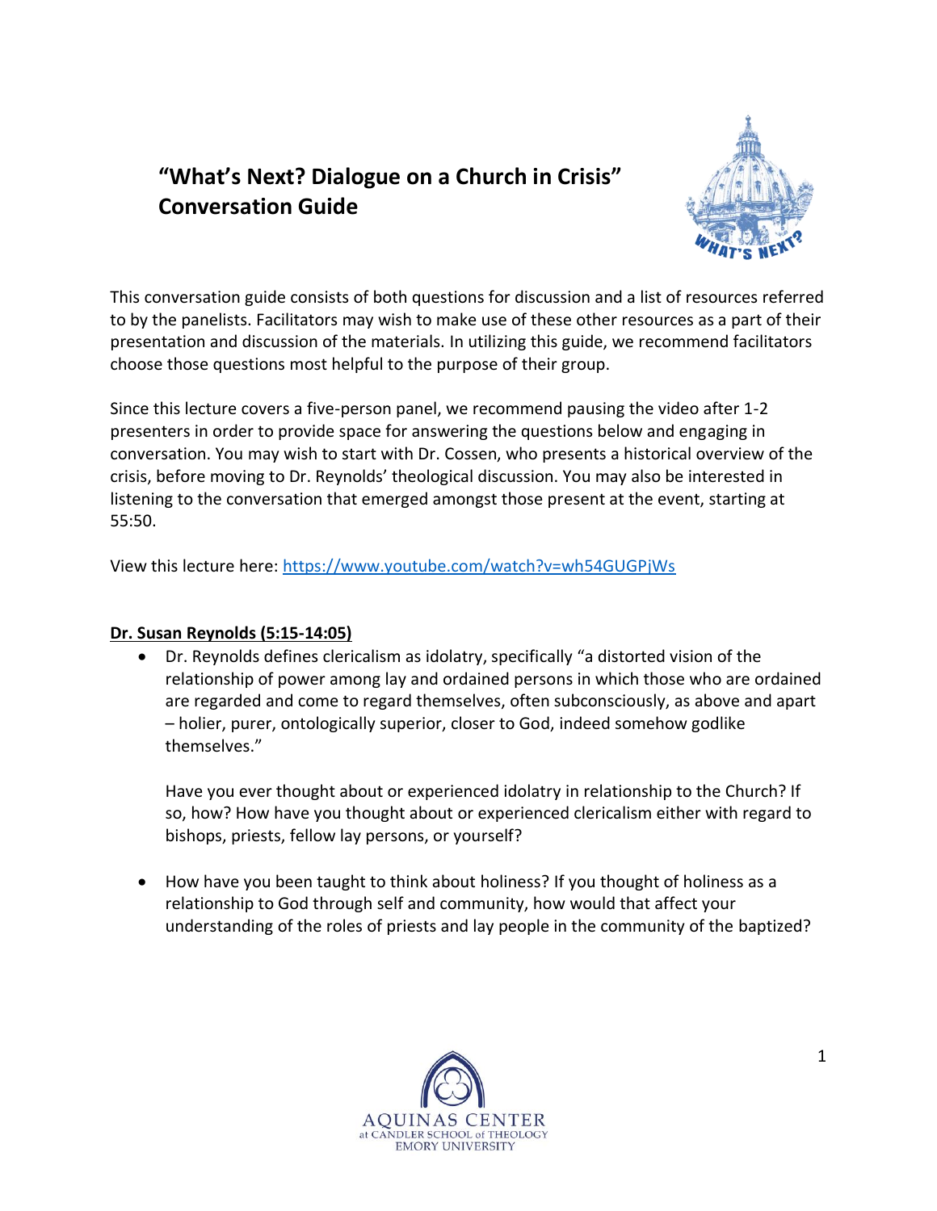# "What's Next? Dialogue on a Church in Crisis" Conversation Guide

This conversation guide consists of both questions for discussion and a list of resources referred to by the panelists. Facilitators may wish to make use of these other resources as a part of their presentation and discussion of the materials. In utilizing this guide, we recommend facilitators choose those questions most helpful to the purpose of their group.

Since this lecture covers a five-person panel, we recommend pausing the video after 1-2 presenters in order to provide space for answering the questions below and engaging in conversation. You may wish to start with Dr. Cossen, who presents a historical overview of the crisis, before moving to Dr. Reynolds' theological discussion. You may also be interested in listening to the conversation that emerged amongst those present at the event, starting at 55:50.

View this lecture here: https://www.youtube.com/watch?v=wh54GUGPjWs

**Dr. Susan Reynolds (5:15-14:05)**

- Dr. Reynolds defines clericalism as idolatry, specifically "a distorted vision of the relationship of power among lay and ordained persons in which those who are ordained are regarded and come to regard themselves, often subconsciously, as above and apart – holier, purer, ontologically superior, closer to God, indeed somehow godlike themselves."

  Have you ever thought about or experienced idolatry in relationship to the Church? If so, how? How have you thought about or experienced clericalism either with regard to bishops, priests, fellow lay persons, or yourself?

- How have you been taught to think about holiness? If you thought of holiness as a relationship to God through self and community, how would that affect your understanding of the roles of priests and lay people in the community of the baptized?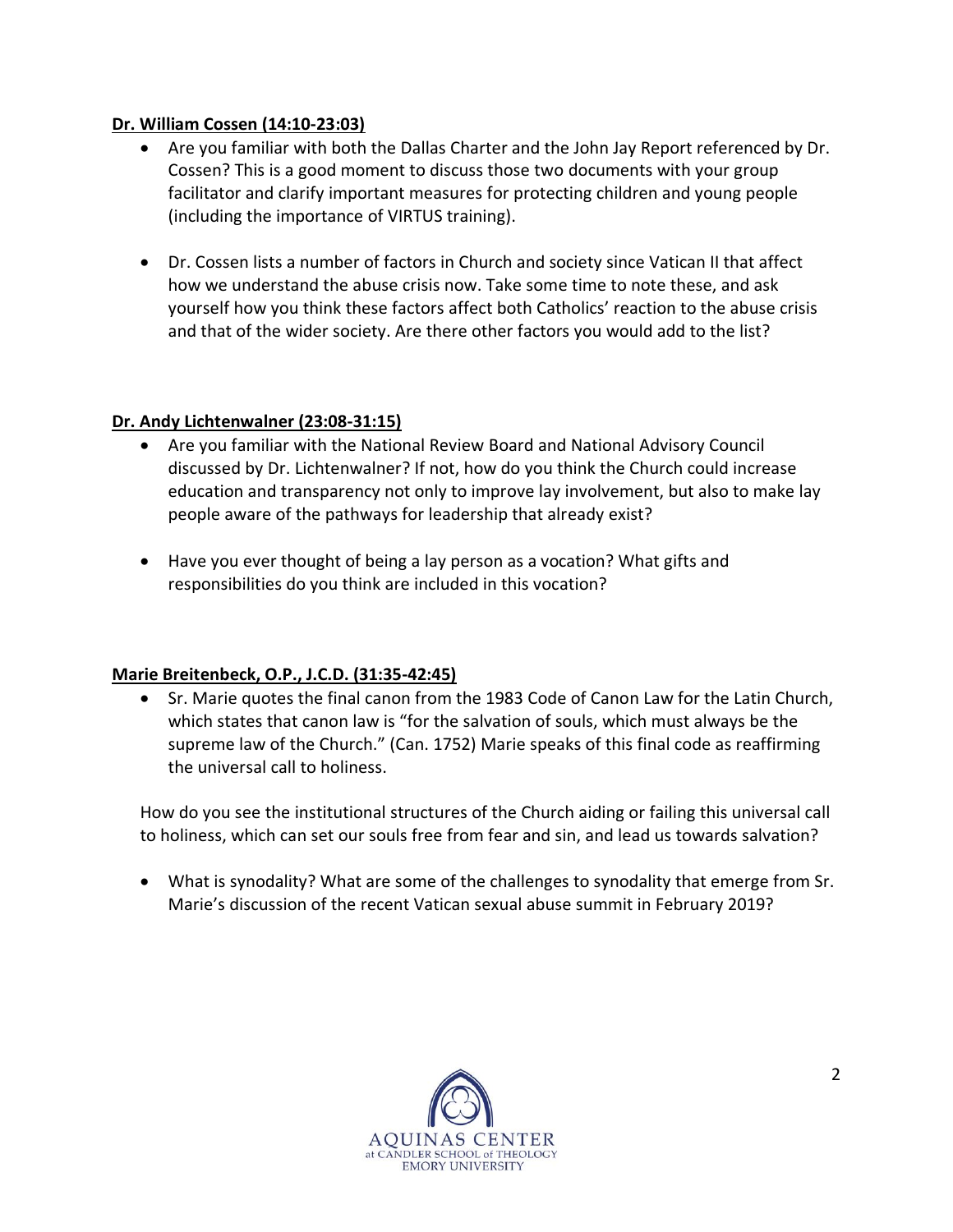**Dr. William Cossen (14:10-23:03)**

- Are you familiar with both the Dallas Charter and the John Jay Report referenced by Dr. Cossen? This is a good moment to discuss those two documents with your group facilitator and clarify important measures for protecting children and young people (including the importance of VIRTUS training).

- Dr. Cossen lists a number of factors in Church and society since Vatican II that affect how we understand the abuse crisis now. Take some time to note these, and ask yourself how you think these factors affect both Catholics' reaction to the abuse crisis and that of the wider society. Are there other factors you would add to the list?

**Dr. Andy Lichtenwalner (23:08-31:15)**

- Are you familiar with the National Review Board and National Advisory Council discussed by Dr. Lichtenwalner? If not, how do you think the Church could increase education and transparency not only to improve lay involvement, but also to make lay people aware of the pathways for leadership that already exist?

- Have you ever thought of being a lay person as a vocation? What gifts and responsibilities do you think are included in this vocation?

**Marie Breitenbeck, O.P., J.C.D. (31:35-42:45)**

- Sr. Marie quotes the final canon from the 1983 Code of Canon Law for the Latin Church, which states that canon law is "for the salvation of souls, which must always be the supreme law of the Church." (Can. 1752) Marie speaks of this final code as reaffirming the universal call to holiness.

How do you see the institutional structures of the Church aiding or failing this universal call to holiness, which can set our souls free from fear and sin, and lead us towards salvation?

- What is synodality? What are some of the challenges to synodality that emerge from Sr. Marie's discussion of the recent Vatican sexual abuse summit in February 2019?

AQUINAS CENTER
at CANDLER SCHOOL of THEOLOGY
EMORY UNIVERSITY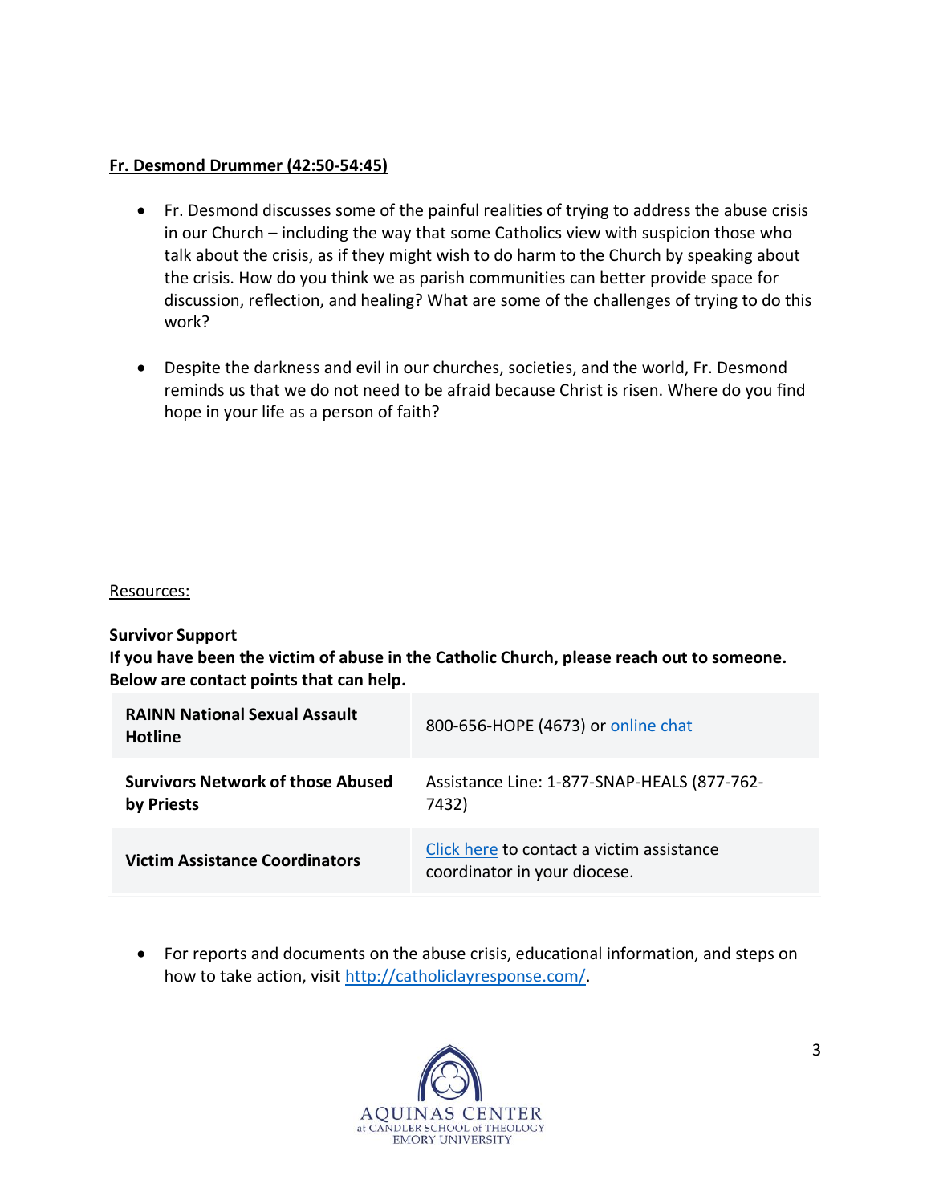**Fr. Desmond Drummer (42:50-54:45)**

- Fr. Desmond discusses some of the painful realities of trying to address the abuse crisis in our Church – including the way that some Catholics view with suspicion those who talk about the crisis, as if they might wish to do harm to the Church by speaking about the crisis. How do you think we as parish communities can better provide space for discussion, reflection, and healing? What are some of the challenges of trying to do this work?

- Despite the darkness and evil in our churches, societies, and the world, Fr. Desmond reminds us that we do not need to be afraid because Christ is risen. Where do you find hope in your life as a person of faith?

Resources:

**Survivor Support**
**If you have been the victim of abuse in the Catholic Church, please reach out to someone. Below are contact points that can help.**

| | |
|---|---|
| **RAINN National Sexual Assault Hotline** | 800-656-HOPE (4673) or online chat |
| **Survivors Network of those Abused by Priests** | Assistance Line: 1-877-SNAP-HEALS (877-762-7432) |
| **Victim Assistance Coordinators** | Click here to contact a victim assistance coordinator in your diocese. |

- For reports and documents on the abuse crisis, educational information, and steps on how to take action, visit http://catholiclayresponse.com/.

AQUINAS CENTER
at CANDLER SCHOOL of THEOLOGY
EMORY UNIVERSITY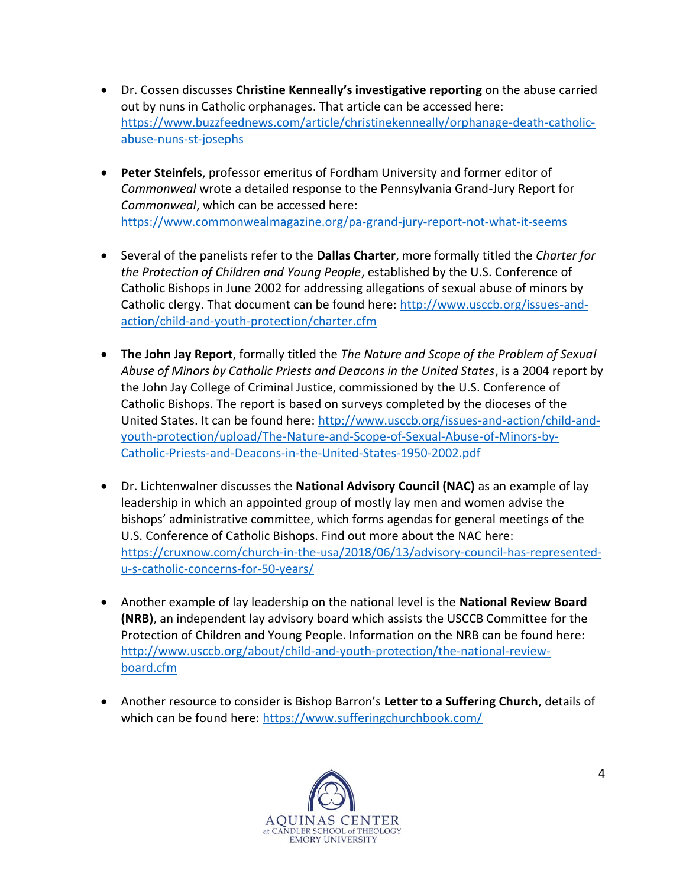- Dr. Cossen discusses **Christine Kenneally's investigative reporting** on the abuse carried out by nuns in Catholic orphanages. That article can be accessed here: https://www.buzzfeednews.com/article/christinekenneally/orphanage-death-catholic-abuse-nuns-st-josephs

- **Peter Steinfels**, professor emeritus of Fordham University and former editor of *Commonweal* wrote a detailed response to the Pennsylvania Grand-Jury Report for *Commonweal*, which can be accessed here: https://www.commonwealmagazine.org/pa-grand-jury-report-not-what-it-seems

- Several of the panelists refer to the **Dallas Charter**, more formally titled the *Charter for the Protection of Children and Young People*, established by the U.S. Conference of Catholic Bishops in June 2002 for addressing allegations of sexual abuse of minors by Catholic clergy. That document can be found here: http://www.usccb.org/issues-and-action/child-and-youth-protection/charter.cfm

- **The John Jay Report**, formally titled the *The Nature and Scope of the Problem of Sexual Abuse of Minors by Catholic Priests and Deacons in the United States*, is a 2004 report by the John Jay College of Criminal Justice, commissioned by the U.S. Conference of Catholic Bishops. The report is based on surveys completed by the dioceses of the United States. It can be found here: http://www.usccb.org/issues-and-action/child-and-youth-protection/upload/The-Nature-and-Scope-of-Sexual-Abuse-of-Minors-by-Catholic-Priests-and-Deacons-in-the-United-States-1950-2002.pdf

- Dr. Lichtenwalner discusses the **National Advisory Council (NAC)** as an example of lay leadership in which an appointed group of mostly lay men and women advise the bishops' administrative committee, which forms agendas for general meetings of the U.S. Conference of Catholic Bishops. Find out more about the NAC here: https://cruxnow.com/church-in-the-usa/2018/06/13/advisory-council-has-represented-u-s-catholic-concerns-for-50-years/

- Another example of lay leadership on the national level is the **National Review Board (NRB)**, an independent lay advisory board which assists the USCCB Committee for the Protection of Children and Young People. Information on the NRB can be found here: http://www.usccb.org/about/child-and-youth-protection/the-national-review-board.cfm

- Another resource to consider is Bishop Barron's **Letter to a Suffering Church**, details of which can be found here: https://www.sufferingchurchbook.com/

AQUINAS CENTER
at CANDLER SCHOOL of THEOLOGY
EMORY UNIVERSITY